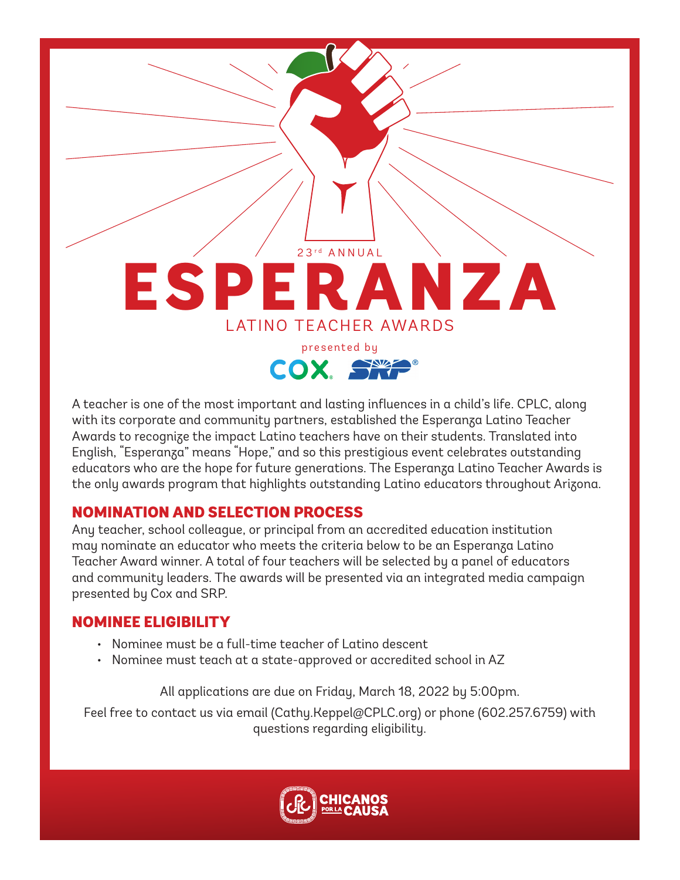23rd ANNUAL

# ESPERANZA

## LATINO TEACHER AWARDS

presented by

COX. SRP®

A teacher is one of the most important and lasting influences in a child's life. CPLC, along with its corporate and community partners, established the Esperanza Latino Teacher Awards to recognize the impact Latino teachers have on their students. Translated into English, "Esperanza" means "Hope," and so this prestigious event celebrates outstanding educators who are the hope for future generations. The Esperanza Latino Teacher Awards is the only awards program that highlights outstanding Latino educators throughout Arizona.

### NOMINATION AND SELECTION PROCESS

Any teacher, school colleague, or principal from an accredited education institution may nominate an educator who meets the criteria below to be an Esperanza Latino Teacher Award winner. A total of four teachers will be selected by a panel of educators and community leaders. The awards will be presented via an integrated media campaign presented by Cox and SRP.

### NOMINEE ELIGIBILITY

- Nominee must be a full-time teacher of Latino descent
- Nominee must teach at a state-approved or accredited school in AZ

All applications are due on Friday, March 18, 2022 by 5:00pm.

Feel free to contact us via email (Cathy.Keppel@CPLC.org) or phone (602.257.6759) with questions regarding eligibility.

CHICANOS POR LA CAUSA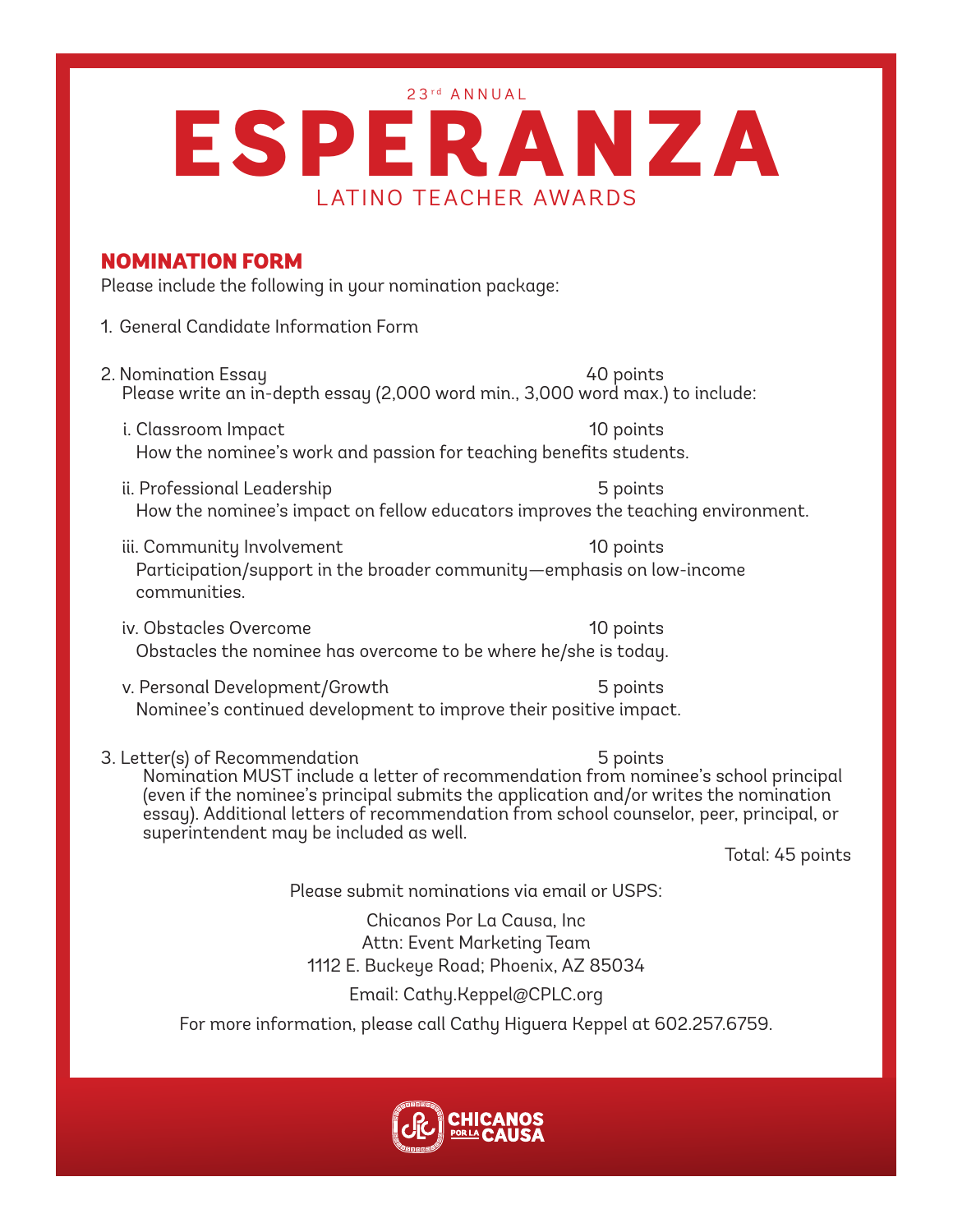23rd ANNUAL

# ESPERANZA

LATINO TEACHER AWARDS

## NOMINATION FORM

Please include the following in your nomination package:

1. General Candidate Information Form

2. Nomination Essay — 40 points
   Please write an in-depth essay (2,000 word min., 3,000 word max.) to include:

   i. Classroom Impact — 10 points
   How the nominee's work and passion for teaching benefits students.

   ii. Professional Leadership — 5 points
   How the nominee's impact on fellow educators improves the teaching environment.

   iii. Community Involvement — 10 points
   Participation/support in the broader community—emphasis on low-income communities.

   iv. Obstacles Overcome — 10 points
   Obstacles the nominee has overcome to be where he/she is today.

   v. Personal Development/Growth — 5 points
   Nominee's continued development to improve their positive impact.

3. Letter(s) of Recommendation — 5 points
   Nomination MUST include a letter of recommendation from nominee's school principal (even if the nominee's principal submits the application and/or writes the nomination essay). Additional letters of recommendation from school counselor, peer, principal, or superintendent may be included as well.

Total: 45 points

Please submit nominations via email or USPS:

Chicanos Por La Causa, Inc
Attn: Event Marketing Team
1112 E. Buckeye Road; Phoenix, AZ 85034

Email: Cathy.Keppel@CPLC.org

For more information, please call Cathy Higuera Keppel at 602.257.6759.

CHICANOS POR LA CAUSA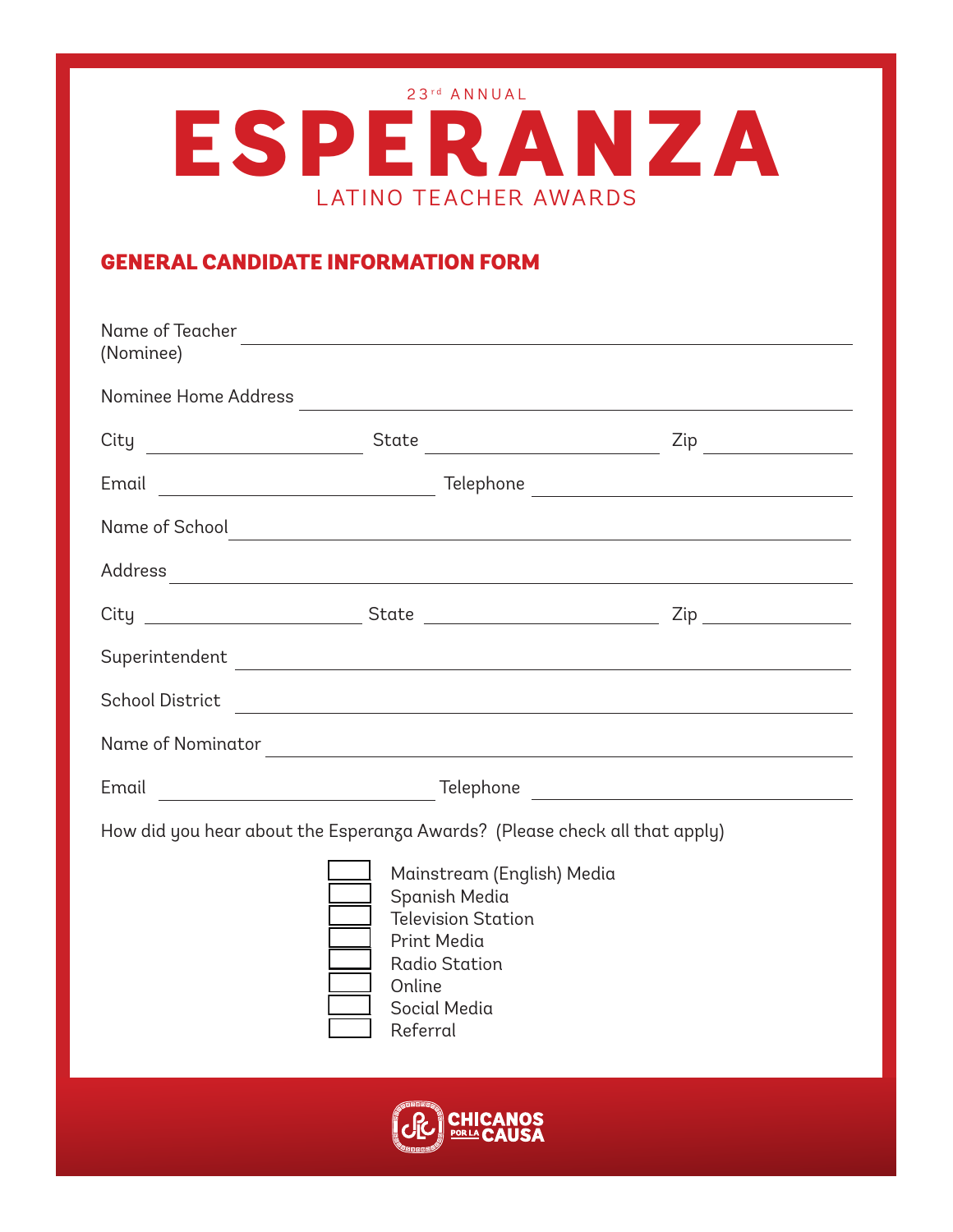23[rd] ANNUAL

# ESPERANZA

LATINO TEACHER AWARDS

## GENERAL CANDIDATE INFORMATION FORM

Name of Teacher (Nominee) \_\_\_\_\_\_\_\_\_\_\_\_\_\_\_\_\_\_\_\_\_\_\_\_\_\_\_\_\_\_\_\_\_\_\_\_\_\_\_\_

Nominee Home Address \_\_\_\_\_\_\_\_\_\_\_\_\_\_\_\_\_\_\_\_\_\_\_\_\_\_\_\_\_\_\_\_\_\_\_\_\_\_\_\_

City \_\_\_\_\_\_\_\_\_\_\_\_\_\_\_\_ State \_\_\_\_\_\_\_\_\_\_\_\_\_\_\_\_ Zip \_\_\_\_\_\_\_\_\_\_

Email \_\_\_\_\_\_\_\_\_\_\_\_\_\_\_\_\_\_\_\_ Telephone \_\_\_\_\_\_\_\_\_\_\_\_\_\_\_\_\_\_\_\_

Name of School \_\_\_\_\_\_\_\_\_\_\_\_\_\_\_\_\_\_\_\_\_\_\_\_\_\_\_\_\_\_\_\_\_\_\_\_\_\_\_\_

Address \_\_\_\_\_\_\_\_\_\_\_\_\_\_\_\_\_\_\_\_\_\_\_\_\_\_\_\_\_\_\_\_\_\_\_\_\_\_\_\_

City \_\_\_\_\_\_\_\_\_\_\_\_\_\_\_\_ State \_\_\_\_\_\_\_\_\_\_\_\_\_\_\_\_ Zip \_\_\_\_\_\_\_\_\_\_

Superintendent \_\_\_\_\_\_\_\_\_\_\_\_\_\_\_\_\_\_\_\_\_\_\_\_\_\_\_\_\_\_\_\_\_\_\_\_\_\_\_\_

School District \_\_\_\_\_\_\_\_\_\_\_\_\_\_\_\_\_\_\_\_\_\_\_\_\_\_\_\_\_\_\_\_\_\_\_\_\_\_\_\_

Name of Nominator \_\_\_\_\_\_\_\_\_\_\_\_\_\_\_\_\_\_\_\_\_\_\_\_\_\_\_\_\_\_\_\_\_\_\_\_\_\_\_\_

Email \_\_\_\_\_\_\_\_\_\_\_\_\_\_\_\_\_\_\_\_ Telephone \_\_\_\_\_\_\_\_\_\_\_\_\_\_\_\_\_\_\_\_

How did you hear about the Esperanza Awards? (Please check all that apply)

- [ ] Mainstream (English) Media
- [ ] Spanish Media
- [ ] Television Station
- [ ] Print Media
- [ ] Radio Station
- [ ] Online
- [ ] Social Media
- [ ] Referral

CHICANOS POR LA CAUSA